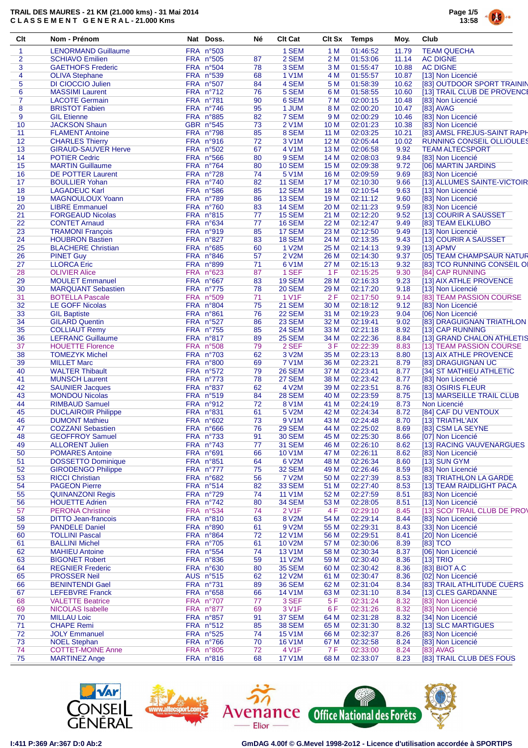# TRAIL DES MAURES - 21 KM (21.000 kms) - 31 Mai 2014

## CLASSEMENT GENERAL - 21.000 Kms

| Clt | Nom - Prénom | Nat | Doss. | Né | Clt Cat | Clt Sx | Temps | Moy. | Club |
|---|---|---|---|---|---|---|---|---|---|
| 1 | LENORMAND Guillaume | FRA | n°503 | | 1 SEM | 1 M | 01:46:52 | 11.79 | TEAM QUECHA |
| 2 | SCHIAVO Emilien | FRA | n°505 | 87 | 2 SEM | 2 M | 01:53:06 | 11.14 | AC DIGNE |
| 3 | GAETHOFS Frederic | FRA | n°504 | 78 | 3 SEM | 3 M | 01:55:47 | 10.88 | AC DIGNE |
| 4 | OLIVA Stephane | FRA | n°539 | 68 | 1 V1M | 4 M | 01:55:57 | 10.87 | [13] Non Licencié |
| 5 | DI CIOCCIO Julien | FRA | n°507 | 84 | 4 SEM | 5 M | 01:58:39 | 10.62 | [83] OUTDOOR SPORT TRAININ |
| 6 | MASSIMI Laurent | FRA | n°712 | 76 | 5 SEM | 6 M | 01:58:55 | 10.60 | [13] TRAIL CLUB DE PROVENCE |
| 7 | LACOTE Germain | FRA | n°781 | 90 | 6 SEM | 7 M | 02:00:15 | 10.48 | [83] Non Licencié |
| 8 | BRISTOT Fabien | FRA | n°746 | 95 | 1 JUM | 8 M | 02:00:20 | 10.47 | [83] AVAG |
| 9 | GIL Etienne | FRA | n°885 | 82 | 7 SEM | 9 M | 02:00:29 | 10.46 | [83] Non Licencié |
| 10 | JACKSON Shaun | GBR | n°545 | 73 | 2 V1M | 10 M | 02:01:23 | 10.38 | [83] Non Licencié |
| 11 | FLAMENT Antoine | FRA | n°798 | 85 | 8 SEM | 11 M | 02:03:25 | 10.21 | [83] AMSL FREJUS-SAINT RAPH |
| 12 | CHARLES Thierry | FRA | n°916 | 72 | 3 V1M | 12 M | 02:05:44 | 10.02 | RUNNING CONSEIL OLLIOULES |
| 13 | GIRAUD-SAUVER Herve | FRA | n°502 | 67 | 4 V1M | 13 M | 02:06:58 | 9.92 | TEAM ALTECSPORT |
| 14 | POTIER Cedric | FRA | n°566 | 80 | 9 SEM | 14 M | 02:08:03 | 9.84 | [83] Non Licencié |
| 15 | MARTIN Guillaume | FRA | n°764 | 80 | 10 SEM | 15 M | 02:09:38 | 9.72 | [06] MARTIN JARDINS |
| 16 | DE POTTER Laurent | FRA | n°728 | 74 | 5 V1M | 16 M | 02:09:59 | 9.69 | [83] Non Licencié |
| 17 | BOULLIER Yohan | FRA | n°740 | 82 | 11 SEM | 17 M | 02:10:30 | 9.66 | [13] ALLUMES SAINTE-VICTOIR |
| 18 | LAGADEUC Karl | FRA | n°586 | 85 | 12 SEM | 18 M | 02:10:54 | 9.63 | [13] Non Licencié |
| 19 | MAGNOULOUX Yoann | FRA | n°789 | 86 | 13 SEM | 19 M | 02:11:12 | 9.60 | [83] Non Licencié |
| 20 | LIBRE Emmanuel | FRA | n°760 | 83 | 14 SEM | 20 M | 02:11:23 | 9.59 | [83] Non Licencié |
| 21 | FORGEAUD Nicolas | FRA | n°815 | 77 | 15 SEM | 21 M | 02:12:20 | 9.52 | [13] COURIR A SAUSSET |
| 22 | CONTET Arnaud | FRA | n°634 | 77 | 16 SEM | 22 M | 02:12:47 | 9.49 | [83] TEAM ELKLUBO |
| 23 | TRAMONI François | FRA | n°919 | 85 | 17 SEM | 23 M | 02:12:50 | 9.49 | [13] Non Licencié |
| 24 | HOUBRON Bastien | FRA | n°827 | 83 | 18 SEM | 24 M | 02:13:35 | 9.43 | [13] COURIR A SAUSSET |
| 25 | BLACHERE Christian | FRA | n°685 | 60 | 1 V2M | 25 M | 02:14:13 | 9.39 | [13] APMV |
| 26 | PINET Guy | FRA | n°846 | 57 | 2 V2M | 26 M | 02:14:30 | 9.37 | [05] TEAM CHAMPSAUR NATUR |
| 27 | LLORCA Eric | FRA | n°899 | 71 | 6 V1M | 27 M | 02:15:13 | 9.32 | [83] TCO RUNNING CONSEIL OI |
| 28 | OLIVIER Alice | FRA | n°623 | 87 | 1 SEF | 1 F | 02:15:25 | 9.30 | [84] CAP RUNNING |
| 29 | MOULET Emmanuel | FRA | n°667 | 83 | 19 SEM | 28 M | 02:16:33 | 9.23 | [13] AIX ATHLE PROVENCE |
| 30 | MARQUANT Sebastien | FRA | n°775 | 78 | 20 SEM | 29 M | 02:17:20 | 9.18 | [13] Non Licencié |
| 31 | BOTELLA Pascale | FRA | n°509 | 71 | 1 V1F | 2 F | 02:17:50 | 9.14 | [83] TEAM PASSION COURSE |
| 32 | LE GOFF Nicolas | FRA | n°804 | 75 | 21 SEM | 30 M | 02:18:12 | 9.12 | [83] Non Licencié |
| 33 | GIL Baptiste | FRA | n°861 | 76 | 22 SEM | 31 M | 02:19:23 | 9.04 | [06] Non Licencié |
| 34 | GILARD Quentin | FRA | n°527 | 86 | 23 SEM | 32 M | 02:19:41 | 9.02 | [83] DRAGUIGNAN TRIATHLON |
| 35 | COLLIAUT Remy | FRA | n°755 | 85 | 24 SEM | 33 M | 02:21:18 | 8.92 | [13] CAP RUNNING |
| 36 | LEFRANC Guillaume | FRA | n°817 | 89 | 25 SEM | 34 M | 02:22:36 | 8.84 | [13] GRAND CHALON ATHLETIS |
| 37 | HOUETTE Florence | FRA | n°508 | 79 | 2 SEF | 3 F | 02:22:39 | 8.83 | [13] TEAM PASSION COURSE |
| 38 | TOMEZYK Michel | FRA | n°703 | 62 | 3 V2M | 35 M | 02:23:13 | 8.80 | [13] AIX ATHLE PROVENCE |
| 39 | MILLET Marc | FRA | n°800 | 69 | 7 V1M | 36 M | 02:23:21 | 8.79 | [83] DRAGUIGNAN UC |
| 40 | WALTER Thibault | FRA | n°572 | 79 | 26 SEM | 37 M | 02:23:41 | 8.77 | [34] ST MATHIEU ATHLETIC |
| 41 | MUNSCH Laurent | FRA | n°773 | 78 | 27 SEM | 38 M | 02:23:42 | 8.77 | [83] Non Licencié |
| 42 | SAUNIER Jacques | FRA | n°837 | 62 | 4 V2M | 39 M | 02:23:51 | 8.76 | [83] OSIRIS FLEUR |
| 43 | MONDOU Nicolas | FRA | n°519 | 84 | 28 SEM | 40 M | 02:23:59 | 8.75 | [13] MARSEILLE TRAIL CLUB |
| 44 | RIMBAUD Samuel | FRA | n°912 | 72 | 8 V1M | 41 M | 02:24:19 | 8.73 | Non Licencié |
| 45 | DUCLAIROIR Philippe | FRA | n°831 | 61 | 5 V2M | 42 M | 02:24:34 | 8.72 | [84] CAF DU VENTOUX |
| 46 | DUMONT Mathieu | FRA | n°602 | 73 | 9 V1M | 43 M | 02:24:48 | 8.70 | [13] TRIATHL'AIX |
| 47 | COZZANI Sebastien | FRA | n°666 | 76 | 29 SEM | 44 M | 02:25:02 | 8.69 | [83] CSM LA SEYNE |
| 48 | GEOFFROY Samuel | FRA | n°733 | 91 | 30 SEM | 45 M | 02:25:30 | 8.66 | [07] Non Licencié |
| 49 | ALLORENT Julien | FRA | n°743 | 77 | 31 SEM | 46 M | 02:26:10 | 8.62 | [13] RACING VAUVENARGUES |
| 50 | POMARES Antoine | FRA | n°691 | 66 | 10 V1M | 47 M | 02:26:11 | 8.62 | [83] Non Licencié |
| 51 | DOSSETTO Dominique | FRA | n°851 | 64 | 6 V2M | 48 M | 02:26:34 | 8.60 | [13] SUN GYM |
| 52 | GIRODENGO Philippe | FRA | n°777 | 75 | 32 SEM | 49 M | 02:26:46 | 8.59 | [83] Non Licencié |
| 53 | RICCI Christian | FRA | n°682 | 56 | 7 V2M | 50 M | 02:27:39 | 8.53 | [83] TRIATHLON LA GARDE |
| 54 | PAGEON Pierre | FRA | n°514 | 82 | 33 SEM | 51 M | 02:27:40 | 8.53 | [13] TEAM RAIDLIGHT PACA |
| 55 | QUINANZONI Regis | FRA | n°729 | 74 | 11 V1M | 52 M | 02:27:59 | 8.51 | [83] Non Licencié |
| 56 | HOUETTE Adrien | FRA | n°742 | 80 | 34 SEM | 53 M | 02:28:05 | 8.51 | [13] Non Licencié |
| 57 | PERONA Christine | FRA | n°534 | 74 | 2 V1F | 4 F | 02:29:10 | 8.45 | [13] SCO/ TRAIL CLUB DE PROV |
| 58 | DITTO Jean-francois | FRA | n°810 | 63 | 8 V2M | 54 M | 02:29:14 | 8.44 | [83] Non Licencié |
| 59 | PANDELE Daniel | FRA | n°890 | 61 | 9 V2M | 55 M | 02:29:31 | 8.43 | [33] Non Licencié |
| 60 | TOLLINI Pascal | FRA | n°864 | 72 | 12 V1M | 56 M | 02:29:51 | 8.41 | [20] Non Licencié |
| 61 | BALLINI Michel | FRA | n°705 | 61 | 10 V2M | 57 M | 02:30:06 | 8.39 | [83] TCO |
| 62 | MAHIEU Antoine | FRA | n°554 | 74 | 13 V1M | 58 M | 02:30:34 | 8.37 | [06] Non Licencié |
| 63 | BIGONET Robert | FRA | n°836 | 59 | 11 V2M | 59 M | 02:30:40 | 8.36 | [13] TRIO |
| 64 | REGNIER Frederic | FRA | n°630 | 80 | 35 SEM | 60 M | 02:30:42 | 8.36 | [83] BIOT A.C |
| 65 | PROSSER Neil | AUS | n°515 | 62 | 12 V2M | 61 M | 02:30:47 | 8.36 | [02] Non Licencié |
| 66 | BENINTENDI Gael | FRA | n°731 | 89 | 36 SEM | 62 M | 02:31:04 | 8.34 | [83] TRAIL ATHLTITUDE CUERS |
| 67 | LEFEBVRE Franck | FRA | n°658 | 66 | 14 V1M | 63 M | 02:31:10 | 8.34 | [13] CLES GARDANNE |
| 68 | VALETTE Beatrice | FRA | n°707 | 77 | 3 SEF | 5 F | 02:31:24 | 8.32 | [83] Non Licencié |
| 69 | NICOLAS Isabelle | FRA | n°877 | 69 | 3 V1F | 6 F | 02:31:26 | 8.32 | [83] Non Licencié |
| 70 | MILLAU Loic | FRA | n°857 | 91 | 37 SEM | 64 M | 02:31:28 | 8.32 | [34] Non Licencié |
| 71 | CHAPE Remi | FRA | n°512 | 85 | 38 SEM | 65 M | 02:31:30 | 8.32 | [13] SLC MARTIGUES |
| 72 | JOLY Emmanuel | FRA | n°525 | 74 | 15 V1M | 66 M | 02:32:37 | 8.26 | [83] Non Licencié |
| 73 | NOEL Stephan | FRA | n°766 | 70 | 16 V1M | 67 M | 02:32:58 | 8.24 | [83] Non Licencié |
| 74 | COTTET-MOINE Anne | FRA | n°805 | 72 | 4 V1F | 7 F | 02:33:00 | 8.24 | [83] AVAG |
| 75 | MARTINEZ Ange | FRA | n°816 | 68 | 17 V1M | 68 M | 02:33:07 | 8.23 | [83] TRAIL CLUB DES FOUS |

I:411 P:369 Ar:367 D:0 Ab:2

GmDAG 4.00f © G.Mevel 1998-2o12 - Licence d'utilisation accordée à SPORTIPS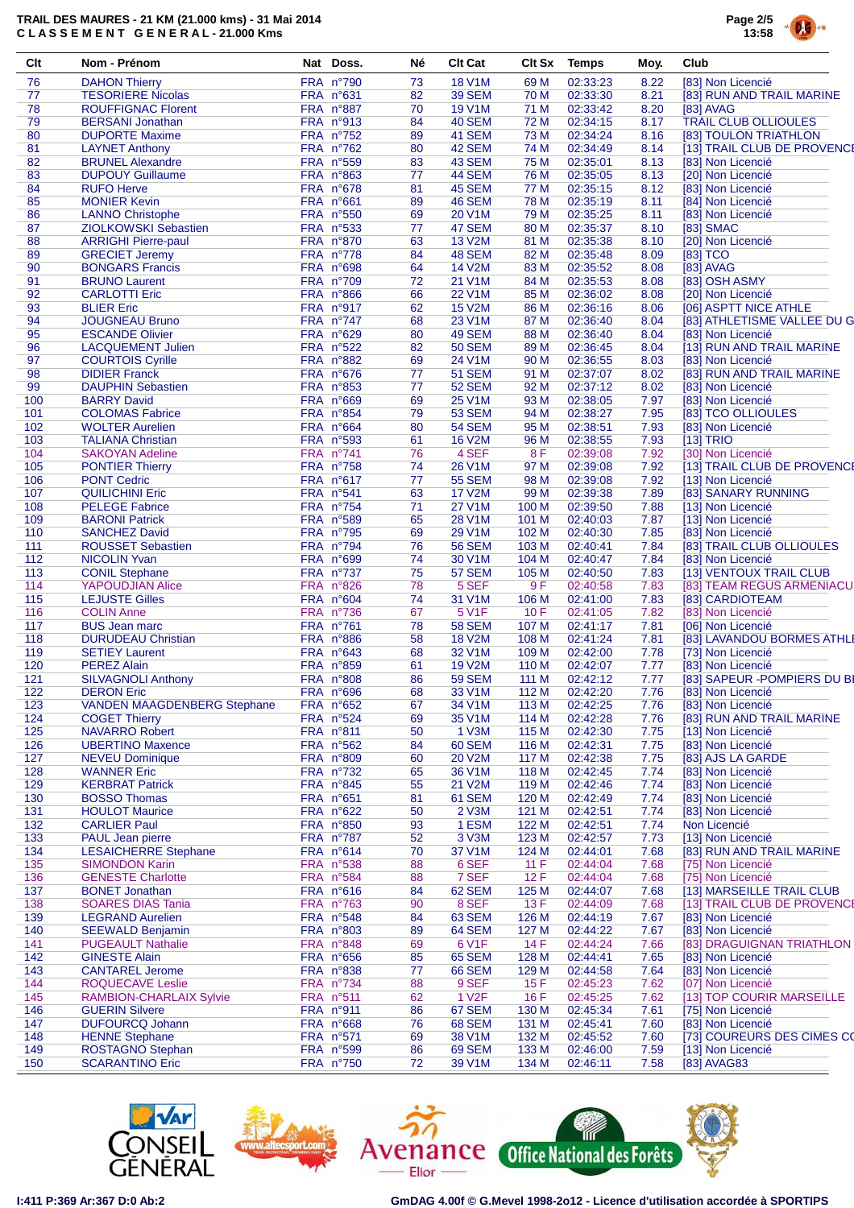# TRAIL DES MAURES - 21 KM (21.000 kms) - 31 Mai 2014

**CLASSEMENT GENERAL - 21.000 Kms**

| Clt | Nom - Prénom | Nat | Doss. | Né | Clt Cat | Clt Sx | Temps | Moy. | Club |
|---|---|---|---|---|---|---|---|---|---|
| 76 | DAHON Thierry | FRA | n°790 | 73 | 18 V1M | 69 M | 02:33:23 | 8.22 | [83] Non Licencié |
| 77 | TESORIERE Nicolas | FRA | n°631 | 82 | 39 SEM | 70 M | 02:33:30 | 8.21 | [83] RUN AND TRAIL MARINE |
| 78 | ROUFFIGNAC Florent | FRA | n°887 | 70 | 19 V1M | 71 M | 02:33:42 | 8.20 | [83] AVAG |
| 79 | BERSANI Jonathan | FRA | n°913 | 84 | 40 SEM | 72 M | 02:34:15 | 8.17 | TRAIL CLUB OLLIOULES |
| 80 | DUPORTE Maxime | FRA | n°752 | 89 | 41 SEM | 73 M | 02:34:24 | 8.16 | [83] TOULON TRIATHLON |
| 81 | LAYNET Anthony | FRA | n°762 | 80 | 42 SEM | 74 M | 02:34:49 | 8.14 | [13] TRAIL CLUB DE PROVENCE |
| 82 | BRUNEL Alexandre | FRA | n°559 | 83 | 43 SEM | 75 M | 02:35:01 | 8.13 | [83] Non Licencié |
| 83 | DUPOUY Guillaume | FRA | n°863 | 77 | 44 SEM | 76 M | 02:35:05 | 8.13 | [20] Non Licencié |
| 84 | RUFO Herve | FRA | n°678 | 81 | 45 SEM | 77 M | 02:35:15 | 8.12 | [83] Non Licencié |
| 85 | MONIER Kevin | FRA | n°661 | 89 | 46 SEM | 78 M | 02:35:19 | 8.11 | [84] Non Licencié |
| 86 | LANNO Christophe | FRA | n°550 | 69 | 20 V1M | 79 M | 02:35:25 | 8.11 | [83] Non Licencié |
| 87 | ZIOLKOWSKI Sebastien | FRA | n°533 | 77 | 47 SEM | 80 M | 02:35:37 | 8.10 | [83] SMAC |
| 88 | ARRIGHI Pierre-paul | FRA | n°870 | 63 | 13 V2M | 81 M | 02:35:38 | 8.10 | [20] Non Licencié |
| 89 | GRECIET Jeremy | FRA | n°778 | 84 | 48 SEM | 82 M | 02:35:48 | 8.09 | [83] TCO |
| 90 | BONGARS Francis | FRA | n°698 | 64 | 14 V2M | 83 M | 02:35:52 | 8.08 | [83] AVAG |
| 91 | BRUNO Laurent | FRA | n°709 | 72 | 21 V1M | 84 M | 02:35:53 | 8.08 | [83] OSH ASMY |
| 92 | CARLOTTI Eric | FRA | n°866 | 66 | 22 V1M | 85 M | 02:36:02 | 8.08 | [20] Non Licencié |
| 93 | BLIER Eric | FRA | n°917 | 62 | 15 V2M | 86 M | 02:36:16 | 8.06 | [06] ASPTT NICE ATHLE |
| 94 | JOUGNEAU Bruno | FRA | n°747 | 68 | 23 V1M | 87 M | 02:36:40 | 8.04 | [83] ATHLETISME VALLEE DU G |
| 95 | ESCANDE Olivier | FRA | n°629 | 80 | 49 SEM | 88 M | 02:36:40 | 8.04 | [83] Non Licencié |
| 96 | LACQUEMENT Julien | FRA | n°522 | 82 | 50 SEM | 89 M | 02:36:45 | 8.04 | [13] RUN AND TRAIL MARINE |
| 97 | COURTOIS Cyrille | FRA | n°882 | 69 | 24 V1M | 90 M | 02:36:55 | 8.03 | [83] Non Licencié |
| 98 | DIDIER Franck | FRA | n°676 | 77 | 51 SEM | 91 M | 02:37:07 | 8.02 | [83] RUN AND TRAIL MARINE |
| 99 | DAUPHIN Sebastien | FRA | n°853 | 77 | 52 SEM | 92 M | 02:37:12 | 8.02 | [83] Non Licencié |
| 100 | BARRY David | FRA | n°669 | 69 | 25 V1M | 93 M | 02:38:05 | 7.97 | [83] Non Licencié |
| 101 | COLOMAS Fabrice | FRA | n°854 | 79 | 53 SEM | 94 M | 02:38:27 | 7.95 | [83] TCO OLLIOULES |
| 102 | WOLTER Aurelien | FRA | n°664 | 80 | 54 SEM | 95 M | 02:38:51 | 7.93 | [83] Non Licencié |
| 103 | TALIANA Christian | FRA | n°593 | 61 | 16 V2M | 96 M | 02:38:55 | 7.93 | [13] TRIO |
| 104 | SAKOYAN Adeline | FRA | n°741 | 76 | 4 SEF | 8 F | 02:39:08 | 7.92 | [30] Non Licencié |
| 105 | PONTIER Thierry | FRA | n°758 | 74 | 26 V1M | 97 M | 02:39:08 | 7.92 | [13] TRAIL CLUB DE PROVENCE |
| 106 | PONT Cedric | FRA | n°617 | 77 | 55 SEM | 98 M | 02:39:08 | 7.92 | [13] Non Licencié |
| 107 | QUILICHINI Eric | FRA | n°541 | 63 | 17 V2M | 99 M | 02:39:38 | 7.89 | [83] SANARY RUNNING |
| 108 | PELEGE Fabrice | FRA | n°754 | 71 | 27 V1M | 100 M | 02:39:50 | 7.88 | [13] Non Licencié |
| 109 | BARONI Patrick | FRA | n°589 | 65 | 28 V1M | 101 M | 02:40:03 | 7.87 | [13] Non Licencié |
| 110 | SANCHEZ David | FRA | n°795 | 69 | 29 V1M | 102 M | 02:40:30 | 7.85 | [83] Non Licencié |
| 111 | ROUSSET Sebastien | FRA | n°794 | 76 | 56 SEM | 103 M | 02:40:41 | 7.84 | [83] TRAIL CLUB OLLIOULES |
| 112 | NICOLIN Yvan | FRA | n°699 | 74 | 30 V1M | 104 M | 02:40:47 | 7.84 | [83] Non Licencié |
| 113 | CONIL Stephane | FRA | n°737 | 75 | 57 SEM | 105 M | 02:40:50 | 7.83 | [13] VENTOUX TRAIL CLUB |
| 114 | YAPOUDJIAN Alice | FRA | n°826 | 78 | 5 SEF | 9 F | 02:40:58 | 7.83 | [83] TEAM REGUS ARMENIACU |
| 115 | LEJUSTE Gilles | FRA | n°604 | 74 | 31 V1M | 106 M | 02:41:00 | 7.83 | [83] CARDIOTEAM |
| 116 | COLIN Anne | FRA | n°736 | 67 | 5 V1F | 10 F | 02:41:05 | 7.82 | [83] Non Licencié |
| 117 | BUS Jean marc | FRA | n°761 | 78 | 58 SEM | 107 M | 02:41:17 | 7.81 | [06] Non Licencié |
| 118 | DURUDEAU Christian | FRA | n°886 | 58 | 18 V2M | 108 M | 02:41:24 | 7.81 | [83] LAVANDOU BORMES ATHLE |
| 119 | SETIEY Laurent | FRA | n°643 | 68 | 32 V1M | 109 M | 02:42:00 | 7.78 | [73] Non Licencié |
| 120 | PEREZ Alain | FRA | n°859 | 61 | 19 V2M | 110 M | 02:42:07 | 7.77 | [83] Non Licencié |
| 121 | SILVAGNOLI Anthony | FRA | n°808 | 86 | 59 SEM | 111 M | 02:42:12 | 7.77 | [83] SAPEUR -POMPIERS DU BI |
| 122 | DERON Eric | FRA | n°696 | 68 | 33 V1M | 112 M | 02:42:20 | 7.76 | [83] Non Licencié |
| 123 | VANDEN MAAGDENBERG Stephane | FRA | n°652 | 67 | 34 V1M | 113 M | 02:42:25 | 7.76 | [83] Non Licencié |
| 124 | COGET Thierry | FRA | n°524 | 69 | 35 V1M | 114 M | 02:42:28 | 7.76 | [83] RUN AND TRAIL MARINE |
| 125 | NAVARRO Robert | FRA | n°811 | 50 | 1 V3M | 115 M | 02:42:30 | 7.75 | [13] Non Licencié |
| 126 | UBERTINO Maxence | FRA | n°562 | 84 | 60 SEM | 116 M | 02:42:31 | 7.75 | [83] Non Licencié |
| 127 | NEVEU Dominique | FRA | n°809 | 60 | 20 V2M | 117 M | 02:42:38 | 7.75 | [83] AJS LA GARDE |
| 128 | WANNER Eric | FRA | n°732 | 65 | 36 V1M | 118 M | 02:42:45 | 7.74 | [83] Non Licencié |
| 129 | KERBRAT Patrick | FRA | n°845 | 55 | 21 V2M | 119 M | 02:42:46 | 7.74 | [83] Non Licencié |
| 130 | BOSSO Thomas | FRA | n°651 | 81 | 61 SEM | 120 M | 02:42:49 | 7.74 | [83] Non Licencié |
| 131 | HOULOT Maurice | FRA | n°622 | 50 | 2 V3M | 121 M | 02:42:51 | 7.74 | [83] Non Licencié |
| 132 | CARLIER Paul | FRA | n°850 | 93 | 1 ESM | 122 M | 02:42:51 | 7.74 | Non Licencié |
| 133 | PAUL Jean pierre | FRA | n°787 | 52 | 3 V3M | 123 M | 02:42:57 | 7.73 | [13] Non Licencié |
| 134 | LESAICHERRE Stephane | FRA | n°614 | 70 | 37 V1M | 124 M | 02:44:01 | 7.68 | [83] RUN AND TRAIL MARINE |
| 135 | SIMONDON Karin | FRA | n°538 | 88 | 6 SEF | 11 F | 02:44:04 | 7.68 | [75] Non Licencié |
| 136 | GENESTE Charlotte | FRA | n°584 | 88 | 7 SEF | 12 F | 02:44:04 | 7.68 | [75] Non Licencié |
| 137 | BONET Jonathan | FRA | n°616 | 84 | 62 SEM | 125 M | 02:44:07 | 7.68 | [13] MARSEILLE TRAIL CLUB |
| 138 | SOARES DIAS Tania | FRA | n°763 | 90 | 8 SEF | 13 F | 02:44:09 | 7.68 | [13] TRAIL CLUB DE PROVENCE |
| 139 | LEGRAND Aurelien | FRA | n°548 | 84 | 63 SEM | 126 M | 02:44:19 | 7.67 | [83] Non Licencié |
| 140 | SEEWALD Benjamin | FRA | n°803 | 89 | 64 SEM | 127 M | 02:44:22 | 7.67 | [83] Non Licencié |
| 141 | PUGEAULT Nathalie | FRA | n°848 | 69 | 6 V1F | 14 F | 02:44:24 | 7.66 | [83] DRAGUIGNAN TRIATHLON |
| 142 | GINESTE Alain | FRA | n°656 | 85 | 65 SEM | 128 M | 02:44:41 | 7.65 | [83] Non Licencié |
| 143 | CANTAREL Jerome | FRA | n°838 | 77 | 66 SEM | 129 M | 02:44:58 | 7.64 | [83] Non Licencié |
| 144 | ROQUECAVE Leslie | FRA | n°734 | 88 | 9 SEF | 15 F | 02:45:23 | 7.62 | [07] Non Licencié |
| 145 | RAMBION-CHARLAIX Sylvie | FRA | n°511 | 62 | 1 V2F | 16 F | 02:45:25 | 7.62 | [13] TOP COURIR MARSEILLE |
| 146 | GUERIN Silvere | FRA | n°911 | 86 | 67 SEM | 130 M | 02:45:34 | 7.61 | [75] Non Licencié |
| 147 | DUFOURCQ Johann | FRA | n°668 | 76 | 68 SEM | 131 M | 02:45:41 | 7.60 | [83] Non Licencié |
| 148 | HENNE Stephane | FRA | n°571 | 69 | 38 V1M | 132 M | 02:45:52 | 7.60 | [73] COUREURS DES CIMES CO |
| 149 | ROSTAGNO Stephan | FRA | n°599 | 86 | 69 SEM | 133 M | 02:46:00 | 7.59 | [13] Non Licencié |
| 150 | SCARANTINO Eric | FRA | n°750 | 72 | 39 V1M | 134 M | 02:46:11 | 7.58 | [83] AVAG83 |

I:411 P:369 Ar:367 D:0 Ab:2

GmDAG 4.00f © G.Mevel 1998-2o12 - Licence d'utilisation accordée à SPORTIPS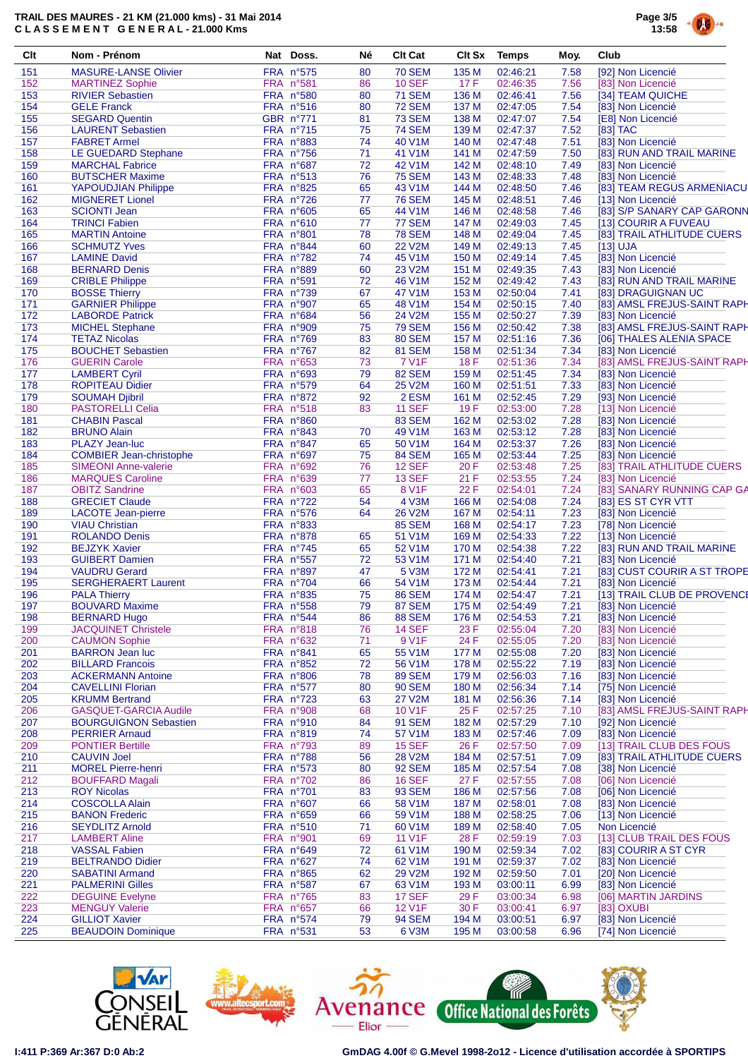# TRAIL DES MAURES - 21 KM (21.000 kms) - 31 Mai 2014

## CLASSEMENT GENERAL - 21.000 Kms

| Clt | Nom - Prénom | Nat | Doss. | Né | Clt Cat | Clt Sx | Temps | Moy. | Club |
|---|---|---|---|---|---|---|---|---|---|
| 151 | MASURE-LANSE Olivier | FRA | n°575 | 80 | 70 SEM | 135 M | 02:46:21 | 7.58 | [92] Non Licencié |
| 152 | MARTINEZ Sophie | FRA | n°581 | 86 | 10 SEF | 17 F | 02:46:35 | 7.56 | [83] Non Licencié |
| 153 | RIVIER Sebastien | FRA | n°580 | 80 | 71 SEM | 136 M | 02:46:41 | 7.56 | [34] TEAM QUICHE |
| 154 | GELE Franck | FRA | n°516 | 80 | 72 SEM | 137 M | 02:47:05 | 7.54 | [83] Non Licencié |
| 155 | SEGARD Quentin | GBR | n°771 | 81 | 73 SEM | 138 M | 02:47:07 | 7.54 | [E8] Non Licencié |
| 156 | LAURENT Sebastien | FRA | n°715 | 75 | 74 SEM | 139 M | 02:47:37 | 7.52 | [83] TAC |
| 157 | FABRET Armel | FRA | n°883 | 74 | 40 V1M | 140 M | 02:47:48 | 7.51 | [83] Non Licencié |
| 158 | LE GUEDARD Stephane | FRA | n°756 | 71 | 41 V1M | 141 M | 02:47:59 | 7.50 | [83] RUN AND TRAIL MARINE |
| 159 | MARCHAL Fabrice | FRA | n°687 | 72 | 42 V1M | 142 M | 02:48:10 | 7.49 | [83] Non Licencié |
| 160 | BUTSCHER Maxime | FRA | n°513 | 76 | 75 SEM | 143 M | 02:48:33 | 7.48 | [83] Non Licencié |
| 161 | YAPOUDJIAN Philippe | FRA | n°825 | 65 | 43 V1M | 144 M | 02:48:50 | 7.46 | [83] TEAM REGUS ARMENIACU |
| 162 | MIGNERET Lionel | FRA | n°726 | 77 | 76 SEM | 145 M | 02:48:51 | 7.46 | [13] Non Licencié |
| 163 | SCIONTI Jean | FRA | n°605 | 65 | 44 V1M | 146 M | 02:48:58 | 7.46 | [83] S/P SANARY CAP GARONN |
| 164 | TRINCI Fabien | FRA | n°610 | 77 | 77 SEM | 147 M | 02:49:03 | 7.45 | [13] COURIR A FUVEAU |
| 165 | MARTIN Antoine | FRA | n°801 | 78 | 78 SEM | 148 M | 02:49:04 | 7.45 | [83] TRAIL ATHLTITUDE CUERS |
| 166 | SCHMUTZ Yves | FRA | n°844 | 60 | 22 V2M | 149 M | 02:49:13 | 7.45 | [13] UJA |
| 167 | LAMINE David | FRA | n°782 | 74 | 45 V1M | 150 M | 02:49:14 | 7.45 | [83] Non Licencié |
| 168 | BERNARD Denis | FRA | n°889 | 60 | 23 V2M | 151 M | 02:49:35 | 7.43 | [83] Non Licencié |
| 169 | CRIBLE Philippe | FRA | n°591 | 72 | 46 V1M | 152 M | 02:49:42 | 7.43 | [83] RUN AND TRAIL MARINE |
| 170 | BOSSE Thierry | FRA | n°739 | 67 | 47 V1M | 153 M | 02:50:04 | 7.41 | [83] DRAGUIGNAN UC |
| 171 | GARNIER Philippe | FRA | n°907 | 65 | 48 V1M | 154 M | 02:50:15 | 7.40 | [83] AMSL FREJUS-SAINT RAPH |
| 172 | LABORDE Patrick | FRA | n°684 | 56 | 24 V2M | 155 M | 02:50:27 | 7.39 | [83] Non Licencié |
| 173 | MICHEL Stephane | FRA | n°909 | 75 | 79 SEM | 156 M | 02:50:42 | 7.38 | [83] AMSL FREJUS-SAINT RAPH |
| 174 | TETAZ Nicolas | FRA | n°769 | 83 | 80 SEM | 157 M | 02:51:16 | 7.36 | [06] THALES ALENIA SPACE |
| 175 | BOUCHET Sebastien | FRA | n°767 | 82 | 81 SEM | 158 M | 02:51:34 | 7.34 | [83] Non Licencié |
| 176 | GUERIN Carole | FRA | n°653 | 73 | 7 V1F | 18 F | 02:51:36 | 7.34 | [83] AMSL FREJUS-SAINT RAPH |
| 177 | LAMBERT Cyril | FRA | n°693 | 79 | 82 SEM | 159 M | 02:51:45 | 7.34 | [83] Non Licencié |
| 178 | ROPITEAU Didier | FRA | n°579 | 64 | 25 V2M | 160 M | 02:51:51 | 7.33 | [83] Non Licencié |
| 179 | SOUMAH Djibril | FRA | n°872 | 92 | 2 ESM | 161 M | 02:52:45 | 7.29 | [93] Non Licencié |
| 180 | PASTORELLI Celia | FRA | n°518 | 83 | 11 SEF | 19 F | 02:53:00 | 7.28 | [13] Non Licencié |
| 181 | CHABIN Pascal | FRA | n°860 | | 83 SEM | 162 M | 02:53:02 | 7.28 | [83] Non Licencié |
| 182 | BRUNO Alain | FRA | n°843 | 70 | 49 V1M | 163 M | 02:53:12 | 7.28 | [83] Non Licencié |
| 183 | PLAZY Jean-luc | FRA | n°847 | 65 | 50 V1M | 164 M | 02:53:37 | 7.26 | [83] Non Licencié |
| 184 | COMBIER Jean-christophe | FRA | n°697 | 75 | 84 SEM | 165 M | 02:53:44 | 7.25 | [83] Non Licencié |
| 185 | SIMEONI Anne-valerie | FRA | n°692 | 76 | 12 SEF | 20 F | 02:53:48 | 7.25 | [83] TRAIL ATHLTITUDE CUERS |
| 186 | MARQUES Caroline | FRA | n°639 | 77 | 13 SEF | 21 F | 02:53:55 | 7.24 | [83] Non Licencié |
| 187 | OBITZ Sandrine | FRA | n°603 | 65 | 8 V1F | 22 F | 02:54:01 | 7.24 | [83] SANARY RUNNING CAP GA |
| 188 | GRECIET Claude | FRA | n°722 | 54 | 4 V3M | 166 M | 02:54:08 | 7.24 | [83] ES ST CYR VTT |
| 189 | LACOTE Jean-pierre | FRA | n°576 | 64 | 26 V2M | 167 M | 02:54:11 | 7.23 | [83] Non Licencié |
| 190 | VIAU Christian | FRA | n°833 | | 85 SEM | 168 M | 02:54:17 | 7.23 | [78] Non Licencié |
| 191 | ROLANDO Denis | FRA | n°878 | 65 | 51 V1M | 169 M | 02:54:33 | 7.22 | [13] Non Licencié |
| 192 | BEJZYK Xavier | FRA | n°745 | 65 | 52 V1M | 170 M | 02:54:38 | 7.22 | [83] RUN AND TRAIL MARINE |
| 193 | GUIBERT Damien | FRA | n°557 | 72 | 53 V1M | 171 M | 02:54:40 | 7.21 | [83] Non Licencié |
| 194 | VAUDRU Gerard | FRA | n°897 | 47 | 5 V3M | 172 M | 02:54:41 | 7.21 | [83] CUST COURIR A ST TROPE |
| 195 | SERGHERAERT Laurent | FRA | n°704 | 66 | 54 V1M | 173 M | 02:54:44 | 7.21 | [83] Non Licencié |
| 196 | PALA Thierry | FRA | n°835 | 75 | 86 SEM | 174 M | 02:54:47 | 7.21 | [13] TRAIL CLUB DE PROVENCE |
| 197 | BOUVARD Maxime | FRA | n°558 | 79 | 87 SEM | 175 M | 02:54:49 | 7.21 | [83] Non Licencié |
| 198 | BERNARD Hugo | FRA | n°544 | 86 | 88 SEM | 176 M | 02:54:53 | 7.21 | [83] Non Licencié |
| 199 | JACQUINET Christele | FRA | n°818 | 76 | 14 SEF | 23 F | 02:55:04 | 7.20 | [83] Non Licencié |
| 200 | CAUMON Sophie | FRA | n°632 | 71 | 9 V1F | 24 F | 02:55:05 | 7.20 | [83] Non Licencié |
| 201 | BARRON Jean luc | FRA | n°841 | 65 | 55 V1M | 177 M | 02:55:08 | 7.20 | [83] Non Licencié |
| 202 | BILLARD Francois | FRA | n°852 | 72 | 56 V1M | 178 M | 02:55:22 | 7.19 | [83] Non Licencié |
| 203 | ACKERMANN Antoine | FRA | n°806 | 78 | 89 SEM | 179 M | 02:56:03 | 7.16 | [83] Non Licencié |
| 204 | CAVELLINI Florian | FRA | n°577 | 80 | 90 SEM | 180 M | 02:56:34 | 7.14 | [75] Non Licencié |
| 205 | KRUMM Bertrand | FRA | n°723 | 63 | 27 V2M | 181 M | 02:56:36 | 7.14 | [83] Non Licencié |
| 206 | GASQUET-GARCIA Audile | FRA | n°908 | 68 | 10 V1F | 25 F | 02:57:25 | 7.10 | [83] AMSL FREJUS-SAINT RAPH |
| 207 | BOURGUIGNON Sebastien | FRA | n°910 | 84 | 91 SEM | 182 M | 02:57:29 | 7.10 | [92] Non Licencié |
| 208 | PERRIER Arnaud | FRA | n°819 | 74 | 57 V1M | 183 M | 02:57:46 | 7.09 | [83] Non Licencié |
| 209 | PONTIER Bertille | FRA | n°793 | 89 | 15 SEF | 26 F | 02:57:50 | 7.09 | [13] TRAIL CLUB DES FOUS |
| 210 | CAUVIN Joel | FRA | n°788 | 56 | 28 V2M | 184 M | 02:57:51 | 7.09 | [83] TRAIL ATHLTITUDE CUERS |
| 211 | MOREL Pierre-henri | FRA | n°573 | 80 | 92 SEM | 185 M | 02:57:54 | 7.08 | [38] Non Licencié |
| 212 | BOUFFARD Magali | FRA | n°702 | 86 | 16 SEF | 27 F | 02:57:55 | 7.08 | [06] Non Licencié |
| 213 | ROY Nicolas | FRA | n°701 | 83 | 93 SEM | 186 M | 02:57:56 | 7.08 | [06] Non Licencié |
| 214 | COSCOLLA Alain | FRA | n°607 | 66 | 58 V1M | 187 M | 02:58:01 | 7.08 | [83] Non Licencié |
| 215 | BANON Frederic | FRA | n°659 | 66 | 59 V1M | 188 M | 02:58:25 | 7.06 | [13] Non Licencié |
| 216 | SEYDLITZ Arnold | FRA | n°510 | 71 | 60 V1M | 189 M | 02:58:40 | 7.05 | Non Licencié |
| 217 | LAMBERT Aline | FRA | n°901 | 69 | 11 V1F | 28 F | 02:59:19 | 7.03 | [13] CLUB TRAIL DES FOUS |
| 218 | VASSAL Fabien | FRA | n°649 | 72 | 61 V1M | 190 M | 02:59:34 | 7.02 | [83] COURIR A ST CYR |
| 219 | BELTRANDO Didier | FRA | n°627 | 74 | 62 V1M | 191 M | 02:59:37 | 7.02 | [83] Non Licencié |
| 220 | SABATINI Armand | FRA | n°865 | 62 | 29 V2M | 192 M | 02:59:50 | 7.01 | [20] Non Licencié |
| 221 | PALMERINI Gilles | FRA | n°587 | 67 | 63 V1M | 193 M | 03:00:11 | 6.99 | [83] Non Licencié |
| 222 | DEGUINE Evelyne | FRA | n°765 | 83 | 17 SEF | 29 F | 03:00:34 | 6.98 | [06] MARTIN JARDINS |
| 223 | MENGUY Valerie | FRA | n°657 | 66 | 12 V1F | 30 F | 03:00:41 | 6.97 | [83] OXUBI |
| 224 | GILLIOT Xavier | FRA | n°574 | 79 | 94 SEM | 194 M | 03:00:51 | 6.97 | [83] Non Licencié |
| 225 | BEAUDOIN Dominique | FRA | n°531 | 53 | 6 V3M | 195 M | 03:00:58 | 6.96 | [74] Non Licencié |

I:411 P:369 Ar:367 D:0 Ab:2

GmDAG 4.00f © G.Mevel 1998-2o12 - Licence d'utilisation accordée à SPORTIPS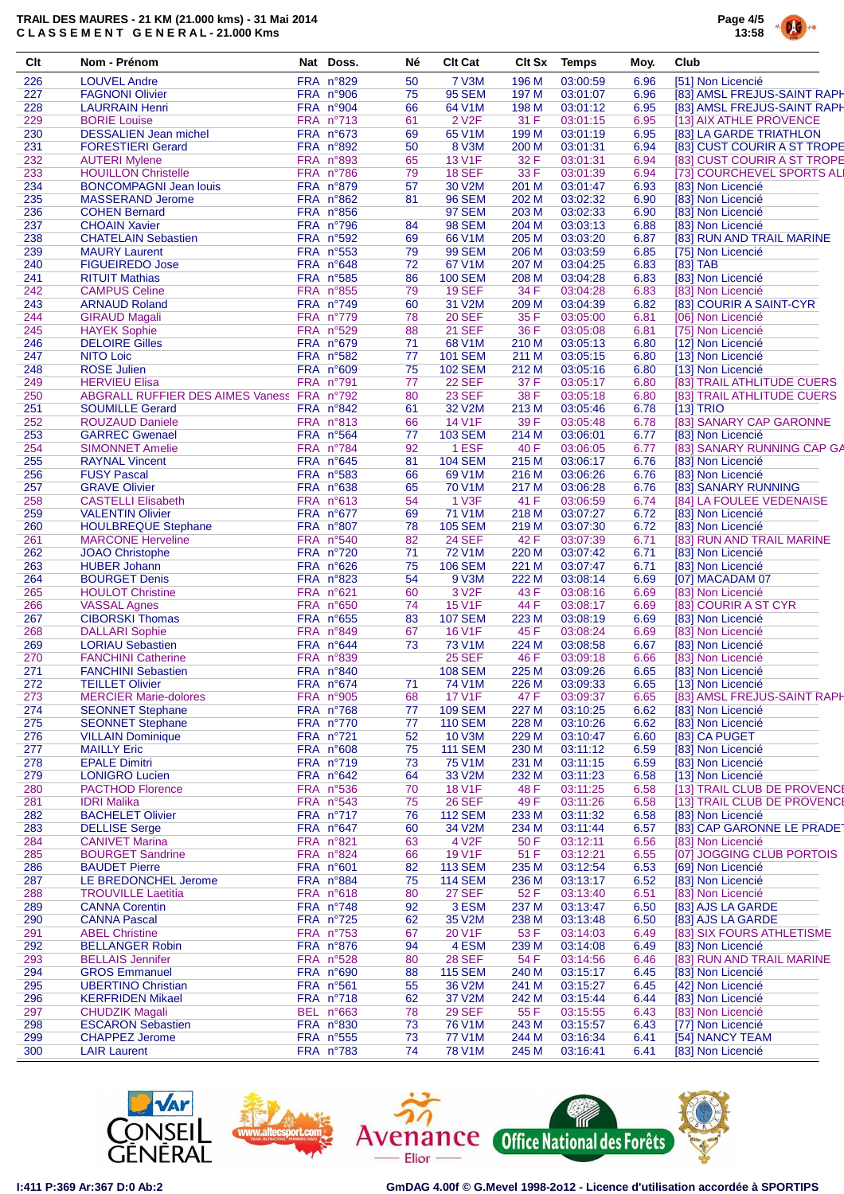TRAIL DES MAURES - 21 KM (21.000 kms) - 31 Mai 2014
C L A S S E M E N T   G E N E R A L - 21.000 Kms

| Clt | Nom - Prénom | Nat | Doss. | Né | Clt Cat | Clt Sx | Temps | Moy. | Club |
|---|---|---|---|---|---|---|---|---|---|
| 226 | LOUVEL Andre | FRA | n°829 | 50 | 7 V3M | 196 M | 03:00:59 | 6.96 | [51] Non Licencié |
| 227 | FAGNONI Olivier | FRA | n°906 | 75 | 95 SEM | 197 M | 03:01:07 | 6.96 | [83] AMSL FREJUS-SAINT RAPH |
| 228 | LAURRAIN Henri | FRA | n°904 | 66 | 64 V1M | 198 M | 03:01:12 | 6.95 | [83] AMSL FREJUS-SAINT RAPH |
| 229 | BORIE Louise | FRA | n°713 | 61 | 2 V2F | 31 F | 03:01:15 | 6.95 | [13] AIX ATHLE PROVENCE |
| 230 | DESSALIEN Jean michel | FRA | n°673 | 69 | 65 V1M | 199 M | 03:01:19 | 6.95 | [83] LA GARDE TRIATHLON |
| 231 | FORESTIERI Gerard | FRA | n°892 | 50 | 8 V3M | 200 M | 03:01:31 | 6.94 | [83] CUST COURIR A ST TROPE |
| 232 | AUTERI Mylene | FRA | n°893 | 65 | 13 V1F | 32 F | 03:01:31 | 6.94 | [83] CUST COURIR A ST TROPE |
| 233 | HOUILLON Christelle | FRA | n°786 | 79 | 18 SEF | 33 F | 03:01:39 | 6.94 | [73] COURCHEVEL SPORTS ALI |
| 234 | BONCOMPAGNI Jean louis | FRA | n°879 | 57 | 30 V2M | 201 M | 03:01:47 | 6.93 | [83] Non Licencié |
| 235 | MASSERAND Jerome | FRA | n°862 | 81 | 96 SEM | 202 M | 03:02:32 | 6.90 | [83] Non Licencié |
| 236 | COHEN Bernard | FRA | n°856 | | 97 SEM | 203 M | 03:02:33 | 6.90 | [83] Non Licencié |
| 237 | CHOAIN Xavier | FRA | n°796 | 84 | 98 SEM | 204 M | 03:03:13 | 6.88 | [83] Non Licencié |
| 238 | CHATELAIN Sebastien | FRA | n°592 | 69 | 66 V1M | 205 M | 03:03:20 | 6.87 | [83] RUN AND TRAIL MARINE |
| 239 | MAURY Laurent | FRA | n°553 | 79 | 99 SEM | 206 M | 03:03:59 | 6.85 | [75] Non Licencié |
| 240 | FIGUEIREDO Jose | FRA | n°648 | 72 | 67 V1M | 207 M | 03:04:25 | 6.83 | [83] TAB |
| 241 | RITUIT Mathias | FRA | n°585 | 86 | 100 SEM | 208 M | 03:04:28 | 6.83 | [83] Non Licencié |
| 242 | CAMPUS Celine | FRA | n°855 | 79 | 19 SEF | 34 F | 03:04:28 | 6.83 | [83] Non Licencié |
| 243 | ARNAUD Roland | FRA | n°749 | 60 | 31 V2M | 209 M | 03:04:39 | 6.82 | [83] COURIR A SAINT-CYR |
| 244 | GIRAUD Magali | FRA | n°779 | 78 | 20 SEF | 35 F | 03:05:00 | 6.81 | [06] Non Licencié |
| 245 | HAYEK Sophie | FRA | n°529 | 88 | 21 SEF | 36 F | 03:05:08 | 6.81 | [75] Non Licencié |
| 246 | DELOIRE Gilles | FRA | n°679 | 71 | 68 V1M | 210 M | 03:05:13 | 6.80 | [12] Non Licencié |
| 247 | NITO Loic | FRA | n°582 | 77 | 101 SEM | 211 M | 03:05:15 | 6.80 | [13] Non Licencié |
| 248 | ROSE Julien | FRA | n°609 | 75 | 102 SEM | 212 M | 03:05:16 | 6.80 | [13] Non Licencié |
| 249 | HERVIEU Elisa | FRA | n°791 | 77 | 22 SEF | 37 F | 03:05:17 | 6.80 | [83] TRAIL ATHLITUDE CUERS |
| 250 | ABGRALL RUFFIER DES AIMES Vaness | FRA | n°792 | 80 | 23 SEF | 38 F | 03:05:18 | 6.80 | [83] TRAIL ATHLITUDE CUERS |
| 251 | SOUMILLE Gerard | FRA | n°842 | 61 | 32 V2M | 213 M | 03:05:46 | 6.78 | [13] TRIO |
| 252 | ROUZAUD Daniele | FRA | n°813 | 66 | 14 V1F | 39 F | 03:05:48 | 6.78 | [83] SANARY CAP GARONNE |
| 253 | GARREC Gwenael | FRA | n°564 | 77 | 103 SEM | 214 M | 03:06:01 | 6.77 | [83] Non Licencié |
| 254 | SIMONNET Amelie | FRA | n°784 | 92 | 1 ESF | 40 F | 03:06:05 | 6.77 | [83] SANARY RUNNING CAP GA |
| 255 | RAYNAL Vincent | FRA | n°645 | 81 | 104 SEM | 215 M | 03:06:17 | 6.76 | [83] Non Licencié |
| 256 | FUSY Pascal | FRA | n°583 | 66 | 69 V1M | 216 M | 03:06:26 | 6.76 | [83] Non Licencié |
| 257 | GRAVE Olivier | FRA | n°638 | 65 | 70 V1M | 217 M | 03:06:28 | 6.76 | [83] SANARY RUNNING |
| 258 | CASTELLI Elisabeth | FRA | n°613 | 54 | 1 V3F | 41 F | 03:06:59 | 6.74 | [84] LA FOULEE VEDENAISE |
| 259 | VALENTIN Olivier | FRA | n°677 | 69 | 71 V1M | 218 M | 03:07:27 | 6.72 | [83] Non Licencié |
| 260 | HOULBREQUE Stephane | FRA | n°807 | 78 | 105 SEM | 219 M | 03:07:30 | 6.72 | [83] Non Licencié |
| 261 | MARCONE Herveline | FRA | n°540 | 82 | 24 SEF | 42 F | 03:07:39 | 6.71 | [83] RUN AND TRAIL MARINE |
| 262 | JOAO Christophe | FRA | n°720 | 71 | 72 V1M | 220 M | 03:07:42 | 6.71 | [83] Non Licencié |
| 263 | HUBER Johann | FRA | n°626 | 75 | 106 SEM | 221 M | 03:07:47 | 6.71 | [83] Non Licencié |
| 264 | BOURGET Denis | FRA | n°823 | 54 | 9 V3M | 222 M | 03:08:14 | 6.69 | [07] MACADAM 07 |
| 265 | HOULOT Christine | FRA | n°621 | 60 | 3 V2F | 43 F | 03:08:16 | 6.69 | [83] Non Licencié |
| 266 | VASSAL Agnes | FRA | n°650 | 74 | 15 V1F | 44 F | 03:08:17 | 6.69 | [83] COURIR A ST CYR |
| 267 | CIBORSKI Thomas | FRA | n°655 | 83 | 107 SEM | 223 M | 03:08:19 | 6.69 | [83] Non Licencié |
| 268 | DALLARI Sophie | FRA | n°849 | 67 | 16 V1F | 45 F | 03:08:24 | 6.69 | [83] Non Licencié |
| 269 | LORIAU Sebastien | FRA | n°644 | 73 | 73 V1M | 224 M | 03:08:58 | 6.67 | [83] Non Licencié |
| 270 | FANCHINI Catherine | FRA | n°839 | | 25 SEF | 46 F | 03:09:18 | 6.66 | [83] Non Licencié |
| 271 | FANCHINI Sebastien | FRA | n°840 | | 108 SEM | 225 M | 03:09:26 | 6.65 | [83] Non Licencié |
| 272 | TEILLET Olivier | FRA | n°674 | 71 | 74 V1M | 226 M | 03:09:33 | 6.65 | [13] Non Licencié |
| 273 | MERCIER Marie-dolores | FRA | n°905 | 68 | 17 V1F | 47 F | 03:09:37 | 6.65 | [83] AMSL FREJUS-SAINT RAPH |
| 274 | SEONNET Stephane | FRA | n°768 | 77 | 109 SEM | 227 M | 03:10:25 | 6.62 | [83] Non Licencié |
| 275 | SEONNET Stephane | FRA | n°770 | 77 | 110 SEM | 228 M | 03:10:26 | 6.62 | [83] Non Licencié |
| 276 | VILLAIN Dominique | FRA | n°721 | 52 | 10 V3M | 229 M | 03:10:47 | 6.60 | [83] CA PUGET |
| 277 | MAILLY Eric | FRA | n°608 | 75 | 111 SEM | 230 M | 03:11:12 | 6.59 | [83] Non Licencié |
| 278 | EPALE Dimitri | FRA | n°719 | 73 | 75 V1M | 231 M | 03:11:15 | 6.59 | [83] Non Licencié |
| 279 | LONIGRO Lucien | FRA | n°642 | 64 | 33 V2M | 232 M | 03:11:23 | 6.58 | [13] Non Licencié |
| 280 | PACTHOD Florence | FRA | n°536 | 70 | 18 V1F | 48 F | 03:11:25 | 6.58 | [13] TRAIL CLUB DE PROVENCE |
| 281 | IDRI Malika | FRA | n°543 | 75 | 26 SEF | 49 F | 03:11:26 | 6.58 | [13] TRAIL CLUB DE PROVENCE |
| 282 | BACHELET Olivier | FRA | n°717 | 76 | 112 SEM | 233 M | 03:11:32 | 6.58 | [83] Non Licencié |
| 283 | DELLISE Serge | FRA | n°647 | 60 | 34 V2M | 234 M | 03:11:44 | 6.57 | [83] CAP GARONNE LE PRADET |
| 284 | CANIVET Marina | FRA | n°821 | 63 | 4 V2F | 50 F | 03:12:11 | 6.56 | [83] Non Licencié |
| 285 | BOURGET Sandrine | FRA | n°824 | 66 | 19 V1F | 51 F | 03:12:21 | 6.55 | [07] JOGGING CLUB PORTOIS |
| 286 | BAUDET Pierre | FRA | n°601 | 82 | 113 SEM | 235 M | 03:12:54 | 6.53 | [69] Non Licencié |
| 287 | LE BREDONCHEL Jerome | FRA | n°884 | 75 | 114 SEM | 236 M | 03:13:17 | 6.52 | [83] Non Licencié |
| 288 | TROUVILLE Laetitia | FRA | n°618 | 80 | 27 SEF | 52 F | 03:13:40 | 6.51 | [83] Non Licencié |
| 289 | CANNA Corentin | FRA | n°748 | 92 | 3 ESM | 237 M | 03:13:47 | 6.50 | [83] AJS LA GARDE |
| 290 | CANNA Pascal | FRA | n°725 | 62 | 35 V2M | 238 M | 03:13:48 | 6.50 | [83] AJS LA GARDE |
| 291 | ABEL Christine | FRA | n°753 | 67 | 20 V1F | 53 F | 03:14:03 | 6.49 | [83] SIX FOURS ATHLETISME |
| 292 | BELLANGER Robin | FRA | n°876 | 94 | 4 ESM | 239 M | 03:14:08 | 6.49 | [83] Non Licencié |
| 293 | BELLAIS Jennifer | FRA | n°528 | 80 | 28 SEF | 54 F | 03:14:56 | 6.46 | [83] RUN AND TRAIL MARINE |
| 294 | GROS Emmanuel | FRA | n°690 | 88 | 115 SEM | 240 M | 03:15:17 | 6.45 | [83] Non Licencié |
| 295 | UBERTINO Christian | FRA | n°561 | 55 | 36 V2M | 241 M | 03:15:27 | 6.45 | [42] Non Licencié |
| 296 | KERFRIDEN Mikael | FRA | n°718 | 62 | 37 V2M | 242 M | 03:15:44 | 6.44 | [83] Non Licencié |
| 297 | CHUDZIK Magali | BEL | n°663 | 78 | 29 SEF | 55 F | 03:15:55 | 6.43 | [83] Non Licencié |
| 298 | ESCARON Sebastien | FRA | n°830 | 73 | 76 V1M | 243 M | 03:15:57 | 6.43 | [77] Non Licencié |
| 299 | CHAPPEZ Jerome | FRA | n°555 | 73 | 77 V1M | 244 M | 03:16:34 | 6.41 | [54] NANCY TEAM |
| 300 | LAIR Laurent | FRA | n°783 | 74 | 78 V1M | 245 M | 03:16:41 | 6.41 | [83] Non Licencié |

I:411 P:369 Ar:367 D:0 Ab:2

GmDAG 4.00f © G.Mevel 1998-2o12 - Licence d'utilisation accordée à SPORTIPS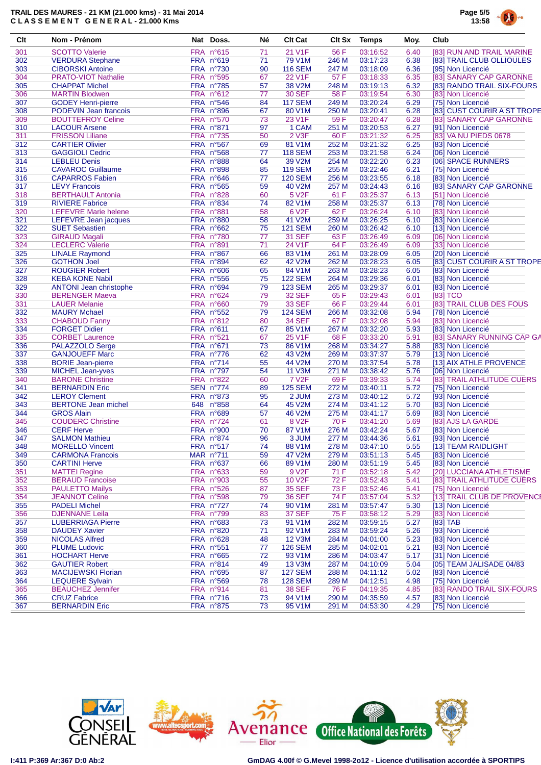TRAIL DES MAURES - 21 KM (21.000 kms) - 31 Mai 2014
CLASSEMENT GENERAL - 21.000 Kms

| Clt | Nom - Prénom | Nat | Doss. | Né | Clt Cat | Clt Sx | Temps | Moy. | Club |
|---|---|---|---|---|---|---|---|---|---|
| 301 | SCOTTO Valerie | FRA | n°615 | 71 | 21 V1F | 56 F | 03:16:52 | 6.40 | [83] RUN AND TRAIL MARINE |
| 302 | VERDURA Stephane | FRA | n°619 | 71 | 79 V1M | 246 M | 03:17:23 | 6.38 | [83] TRAIL CLUB OLLIOULES |
| 303 | CIBORSKI Antoine | FRA | n°730 | 90 | 116 SEM | 247 M | 03:18:09 | 6.36 | [95] Non Licencié |
| 304 | PRATO-VIOT Nathalie | FRA | n°595 | 67 | 22 V1F | 57 F | 03:18:33 | 6.35 | [83] SANARY CAP GARONNE |
| 305 | CHAPPAT Michel | FRA | n°785 | 57 | 38 V2M | 248 M | 03:19:13 | 6.32 | [83] RANDO TRAIL SIX-FOURS |
| 306 | MARTIN Blodwen | FRA | n°612 | 77 | 30 SEF | 58 F | 03:19:54 | 6.30 | [83] Non Licencié |
| 307 | GODEY Henri-pierre | FRA | n°546 | 84 | 117 SEM | 249 M | 03:20:24 | 6.29 | [75] Non Licencié |
| 308 | PODEVIN Jean francois | FRA | n°896 | 67 | 80 V1M | 250 M | 03:20:41 | 6.28 | [83] CUST COURIR A ST TROPE |
| 309 | BOUTTEFROY Celine | FRA | n°570 | 73 | 23 V1F | 59 F | 03:20:47 | 6.28 | [83] SANARY CAP GARONNE |
| 310 | LACOUR Arsene | FRA | n°871 | 97 | 1 CAM | 251 M | 03:20:53 | 6.27 | [91] Non Licencié |
| 311 | FRISSON Liliane | FRA | n°735 | 50 | 2 V3F | 60 F | 03:21:32 | 6.25 | [83] VA NU PIEDS 0678 |
| 312 | CARTIER Olivier | FRA | n°567 | 69 | 81 V1M | 252 M | 03:21:32 | 6.25 | [83] Non Licencié |
| 313 | GAGGIOLI Cedric | FRA | n°568 | 77 | 118 SEM | 253 M | 03:21:58 | 6.24 | [06] Non Licencié |
| 314 | LEBLEU Denis | FRA | n°888 | 64 | 39 V2M | 254 M | 03:22:20 | 6.23 | [06] SPACE RUNNERS |
| 315 | CAVAROC Guillaume | FRA | n°898 | 85 | 119 SEM | 255 M | 03:22:46 | 6.21 | [75] Non Licencié |
| 316 | CAPARROS Fabien | FRA | n°646 | 77 | 120 SEM | 256 M | 03:23:55 | 6.18 | [83] Non Licencié |
| 317 | LEVY Francois | FRA | n°565 | 59 | 40 V2M | 257 M | 03:24:43 | 6.16 | [83] SANARY CAP GARONNE |
| 318 | BERTHAULT Antonia | FRA | n°828 | 60 | 5 V2F | 61 F | 03:25:37 | 6.13 | [51] Non Licencié |
| 319 | RIVIERE Fabrice | FRA | n°834 | 74 | 82 V1M | 258 M | 03:25:37 | 6.13 | [78] Non Licencié |
| 320 | LEFEVRE Marie helene | FRA | n°881 | 58 | 6 V2F | 62 F | 03:26:24 | 6.10 | [83] Non Licencié |
| 321 | LEFEVRE Jean jacques | FRA | n°880 | 58 | 41 V2M | 259 M | 03:26:25 | 6.10 | [83] Non Licencié |
| 322 | SUET Sebastien | FRA | n°662 | 75 | 121 SEM | 260 M | 03:26:42 | 6.10 | [13] Non Licencié |
| 323 | GIRAUD Magali | FRA | n°780 | 77 | 31 SEF | 63 F | 03:26:49 | 6.09 | [06] Non Licencié |
| 324 | LECLERC Valerie | FRA | n°891 | 71 | 24 V1F | 64 F | 03:26:49 | 6.09 | [33] Non Licencié |
| 325 | LINALE Raymond | FRA | n°867 | 66 | 83 V1M | 261 M | 03:28:09 | 6.05 | [20] Non Licencié |
| 326 | GOTHON Joel | FRA | n°894 | 62 | 42 V2M | 262 M | 03:28:23 | 6.05 | [83] CUST COURIR A ST TROPE |
| 327 | ROUGIER Robert | FRA | n°606 | 65 | 84 V1M | 263 M | 03:28:23 | 6.05 | [83] Non Licencié |
| 328 | KEBA KONE Nabil | FRA | n°556 | 75 | 122 SEM | 264 M | 03:29:36 | 6.01 | [83] Non Licencié |
| 329 | ANTONI Jean christophe | FRA | n°694 | 79 | 123 SEM | 265 M | 03:29:37 | 6.01 | [83] Non Licencié |
| 330 | BERENGER Maeva | FRA | n°624 | 79 | 32 SEF | 65 F | 03:29:43 | 6.01 | [83] TCO |
| 331 | LAUER Melanie | FRA | n°660 | 79 | 33 SEF | 66 F | 03:29:44 | 6.01 | [83] TRAIL CLUB DES FOUS |
| 332 | MAURY Mchael | FRA | n°552 | 79 | 124 SEM | 266 M | 03:32:08 | 5.94 | [78] Non Licencié |
| 333 | CHABOUD Fanny | FRA | n°812 | 80 | 34 SEF | 67 F | 03:32:08 | 5.94 | [83] Non Licencié |
| 334 | FORGET Didier | FRA | n°611 | 67 | 85 V1M | 267 M | 03:32:20 | 5.93 | [83] Non Licencié |
| 335 | CORBET Laurence | FRA | n°521 | 67 | 25 V1F | 68 F | 03:33:20 | 5.91 | [83] SANARY RUNNING CAP GA |
| 336 | PALAZZOLO Serge | FRA | n°671 | 73 | 86 V1M | 268 M | 03:34:27 | 5.88 | [83] Non Licencié |
| 337 | GANJOUEFF Marc | FRA | n°776 | 62 | 43 V2M | 269 M | 03:37:37 | 5.79 | [13] Non Licencié |
| 338 | BORIE Jean-pierre | FRA | n°714 | 55 | 44 V2M | 270 M | 03:37:54 | 5.78 | [13] AIX ATHLE PROVENCE |
| 339 | MICHEL Jean-yves | FRA | n°797 | 54 | 11 V3M | 271 M | 03:38:42 | 5.76 | [06] Non Licencié |
| 340 | BARONE Christine | FRA | n°822 | 60 | 7 V2F | 69 F | 03:39:33 | 5.74 | [83] TRAIL ATHLUTIDE CUERS |
| 341 | BERNARDIN Eric | SEN | n°774 | 89 | 125 SEM | 272 M | 03:40:11 | 5.72 | [75] Non Licencié |
| 342 | LEROY Clement | FRA | n°873 | 95 | 2 JUM | 273 M | 03:40:12 | 5.72 | [93] Non Licencié |
| 343 | BERTONE Jean michel | 648 | n°858 | 64 | 45 V2M | 274 M | 03:41:12 | 5.70 | [83] Non Licencié |
| 344 | GROS Alain | FRA | n°689 | 57 | 46 V2M | 275 M | 03:41:17 | 5.69 | [83] Non Licencié |
| 345 | COUDERC Christine | FRA | n°724 | 61 | 8 V2F | 70 F | 03:41:20 | 5.69 | [83] AJS LA GARDE |
| 346 | CERF Herve | FRA | n°900 | 70 | 87 V1M | 276 M | 03:42:24 | 5.67 | [83] Non Licencié |
| 347 | SALMON Mathieu | FRA | n°874 | 96 | 3 JUM | 277 M | 03:44:36 | 5.61 | [93] Non Licencié |
| 348 | MORELLO Vincent | FRA | n°517 | 74 | 88 V1M | 278 M | 03:47:10 | 5.55 | [13] TEAM RAIDLIGHT |
| 349 | CARMONA Francois | MAR | n°711 | 59 | 47 V2M | 279 M | 03:51:13 | 5.45 | [83] Non Licencié |
| 350 | CARTINI Herve | FRA | n°637 | 66 | 89 V1M | 280 M | 03:51:19 | 5.45 | [83] Non Licencié |
| 351 | MATTEI Regine | FRA | n°633 | 59 | 9 V2F | 71 F | 03:52:18 | 5.42 | [20] LUCCIANA ATHLETISME |
| 352 | BERAUD Francoise | FRA | n°903 | 55 | 10 V2F | 72 F | 03:52:43 | 5.41 | [83] TRAIL ATHLUTIDE CUERS |
| 353 | PAULETTO Mailys | FRA | n°526 | 87 | 35 SEF | 73 F | 03:52:46 | 5.41 | [75] Non Licencié |
| 354 | JEANNOT Celine | FRA | n°598 | 79 | 36 SEF | 74 F | 03:57:04 | 5.32 | [13] TRAIL CLUB DE PROVENCE |
| 355 | PADELI Michel | FRA | n°727 | 74 | 90 V1M | 281 M | 03:57:47 | 5.30 | [13] Non Licencié |
| 356 | DJENNANE Leila | FRA | n°799 | 83 | 37 SEF | 75 F | 03:58:12 | 5.29 | [83] Non Licencié |
| 357 | LUBERRIAGA Pierre | FRA | n°683 | 73 | 91 V1M | 282 M | 03:59:15 | 5.27 | [83] TAB |
| 358 | DAUDEY Xavier | FRA | n°820 | 71 | 92 V1M | 283 M | 03:59:24 | 5.26 | [93] Non Licencié |
| 359 | NICOLAS Alfred | FRA | n°628 | 48 | 12 V3M | 284 M | 04:01:00 | 5.23 | [83] Non Licencié |
| 360 | PLUME Ludovic | FRA | n°551 | 77 | 126 SEM | 285 M | 04:02:01 | 5.21 | [83] Non Licencié |
| 361 | HOCHART Herve | FRA | n°665 | 72 | 93 V1M | 286 M | 04:03:47 | 5.17 | [31] Non Licencié |
| 362 | GAUTIER Robert | FRA | n°814 | 49 | 13 V3M | 287 M | 04:10:09 | 5.04 | [05] TEAM JALISADE 04/83 |
| 363 | MACIJEWSKI Florian | FRA | n°695 | 87 | 127 SEM | 288 M | 04:11:12 | 5.02 | [83] Non Licencié |
| 364 | LEQUERE Sylvain | FRA | n°569 | 78 | 128 SEM | 289 M | 04:12:51 | 4.98 | [75] Non Licencié |
| 365 | BEAUCHEZ Jennifer | FRA | n°914 | 81 | 38 SEF | 76 F | 04:19:35 | 4.85 | [83] RANDO TRAIL SIX-FOURS |
| 366 | CRUZ Fabrice | FRA | n°716 | 73 | 94 V1M | 290 M | 04:35:59 | 4.57 | [83] Non Licencié |
| 367 | BERNARDIN Eric | FRA | n°875 | 73 | 95 V1M | 291 M | 04:53:30 | 4.29 | [75] Non Licencié |

I:411 P:369 Ar:367 D:0 Ab:2

GmDAG 4.00f © G.Mevel 1998-2o12 - Licence d'utilisation accordée à SPORTIPS